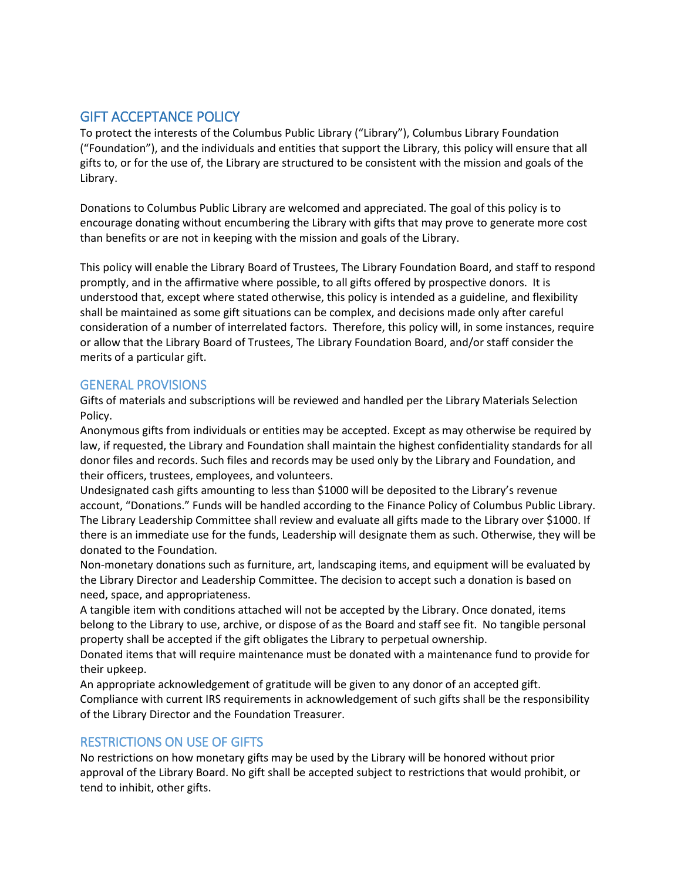## GIFT ACCEPTANCE POLICY

To protect the interests of the Columbus Public Library ("Library"), Columbus Library Foundation ("Foundation"), and the individuals and entities that support the Library, this policy will ensure that all gifts to, or for the use of, the Library are structured to be consistent with the mission and goals of the Library.

Donations to Columbus Public Library are welcomed and appreciated. The goal of this policy is to encourage donating without encumbering the Library with gifts that may prove to generate more cost than benefits or are not in keeping with the mission and goals of the Library.

This policy will enable the Library Board of Trustees, The Library Foundation Board, and staff to respond promptly, and in the affirmative where possible, to all gifts offered by prospective donors. It is understood that, except where stated otherwise, this policy is intended as a guideline, and flexibility shall be maintained as some gift situations can be complex, and decisions made only after careful consideration of a number of interrelated factors. Therefore, this policy will, in some instances, require or allow that the Library Board of Trustees, The Library Foundation Board, and/or staff consider the merits of a particular gift.

### GENERAL PROVISIONS

Gifts of materials and subscriptions will be reviewed and handled per the Library Materials Selection Policy.

Anonymous gifts from individuals or entities may be accepted. Except as may otherwise be required by law, if requested, the Library and Foundation shall maintain the highest confidentiality standards for all donor files and records. Such files and records may be used only by the Library and Foundation, and their officers, trustees, employees, and volunteers.

Undesignated cash gifts amounting to less than $1000 will be deposited to the Library's revenue account, "Donations." Funds will be handled according to the Finance Policy of Columbus Public Library. The Library Leadership Committee shall review and evaluate all gifts made to the Library over $1000. If there is an immediate use for the funds, Leadership will designate them as such. Otherwise, they will be donated to the Foundation.

Non-monetary donations such as furniture, art, landscaping items, and equipment will be evaluated by the Library Director and Leadership Committee. The decision to accept such a donation is based on need, space, and appropriateness.

A tangible item with conditions attached will not be accepted by the Library. Once donated, items belong to the Library to use, archive, or dispose of as the Board and staff see fit. No tangible personal property shall be accepted if the gift obligates the Library to perpetual ownership.

Donated items that will require maintenance must be donated with a maintenance fund to provide for their upkeep.

An appropriate acknowledgement of gratitude will be given to any donor of an accepted gift. Compliance with current IRS requirements in acknowledgement of such gifts shall be the responsibility of the Library Director and the Foundation Treasurer.

### RESTRICTIONS ON USE OF GIFTS

No restrictions on how monetary gifts may be used by the Library will be honored without prior approval of the Library Board. No gift shall be accepted subject to restrictions that would prohibit, or tend to inhibit, other gifts.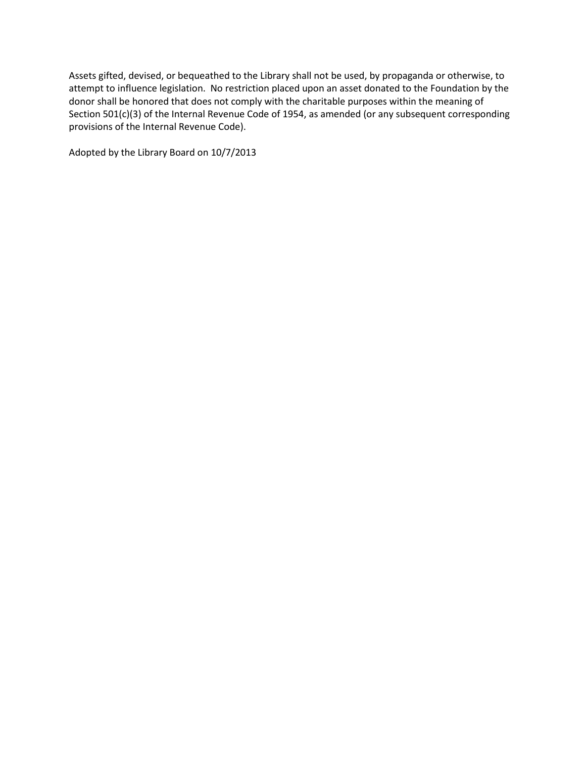Assets gifted, devised, or bequeathed to the Library shall not be used, by propaganda or otherwise, to attempt to influence legislation. No restriction placed upon an asset donated to the Foundation by the donor shall be honored that does not comply with the charitable purposes within the meaning of Section 501(c)(3) of the Internal Revenue Code of 1954, as amended (or any subsequent corresponding provisions of the Internal Revenue Code).

Adopted by the Library Board on 10/7/2013